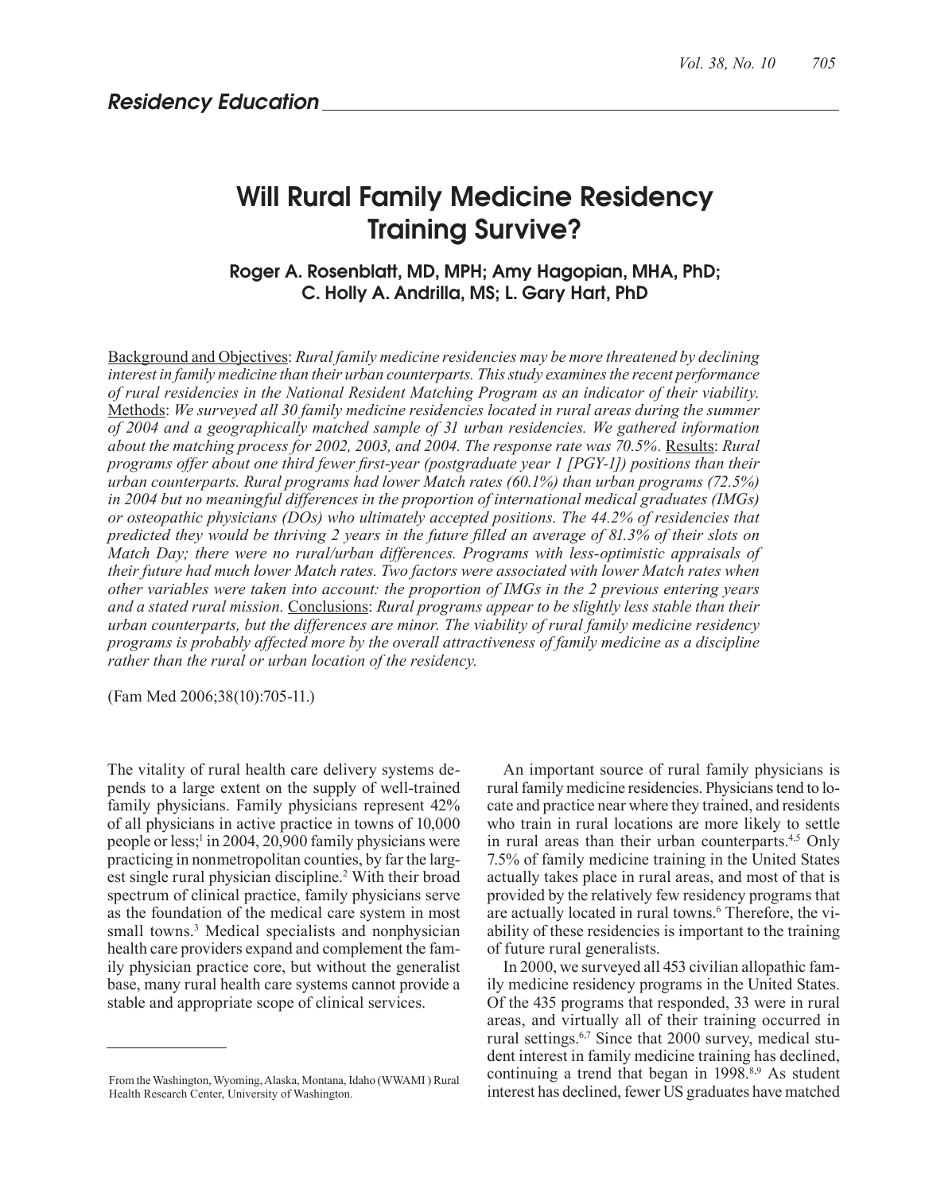## Residency Education

# Will Rural Family Medicine Residency Training Survive?

**Roger A. Rosenblatt, MD, MPH; Amy Hagopian, MHA, PhD; C. Holly A. Andrilla, MS; L. Gary Hart, PhD**

Background and Objectives: *Rural family medicine residencies may be more threatened by declining interest in family medicine than their urban counterparts. This study examines the recent performance of rural residencies in the National Resident Matching Program as an indicator of their viability.* Methods: *We surveyed all 30 family medicine residencies located in rural areas during the summer of 2004 and a geographically matched sample of 31 urban residencies. We gathered information about the matching process for 2002, 2003, and 2004. The response rate was 70.5%.* Results: *Rural programs offer about one third fewer first-year (postgraduate year 1 [PGY-1]) positions than their urban counterparts. Rural programs had lower Match rates (60.1%) than urban programs (72.5%) in 2004 but no meaningful differences in the proportion of international medical graduates (IMGs) or osteopathic physicians (DOs) who ultimately accepted positions. The 44.2% of residencies that predicted they would be thriving 2 years in the future filled an average of 81.3% of their slots on Match Day; there were no rural/urban differences. Programs with less-optimistic appraisals of their future had much lower Match rates. Two factors were associated with lower Match rates when other variables were taken into account: the proportion of IMGs in the 2 previous entering years and a stated rural mission.* Conclusions: *Rural programs appear to be slightly less stable than their urban counterparts, but the differences are minor. The viability of rural family medicine residency programs is probably affected more by the overall attractiveness of family medicine as a discipline rather than the rural or urban location of the residency.*

(Fam Med 2006;38(10):705-11.)

The vitality of rural health care delivery systems depends to a large extent on the supply of well-trained family physicians. Family physicians represent 42% of all physicians in active practice in towns of 10,000 people or less;[1] in 2004, 20,900 family physicians were practicing in nonmetropolitan counties, by far the largest single rural physician discipline.[2] With their broad spectrum of clinical practice, family physicians serve as the foundation of the medical care system in most small towns.[3] Medical specialists and nonphysician health care providers expand and complement the family physician practice core, but without the generalist base, many rural health care systems cannot provide a stable and appropriate scope of clinical services.

An important source of rural family physicians is rural family medicine residencies. Physicians tend to locate and practice near where they trained, and residents who train in rural locations are more likely to settle in rural areas than their urban counterparts.[4,5] Only 7.5% of family medicine training in the United States actually takes place in rural areas, and most of that is provided by the relatively few residency programs that are actually located in rural towns.[6] Therefore, the viability of these residencies is important to the training of future rural generalists.

In 2000, we surveyed all 453 civilian allopathic family medicine residency programs in the United States. Of the 435 programs that responded, 33 were in rural areas, and virtually all of their training occurred in rural settings.[6,7] Since that 2000 survey, medical student interest in family medicine training has declined, continuing a trend that began in 1998.[8,9] As student interest has declined, fewer US graduates have matched

From the Washington, Wyoming, Alaska, Montana, Idaho (WWAMI ) Rural Health Research Center, University of Washington.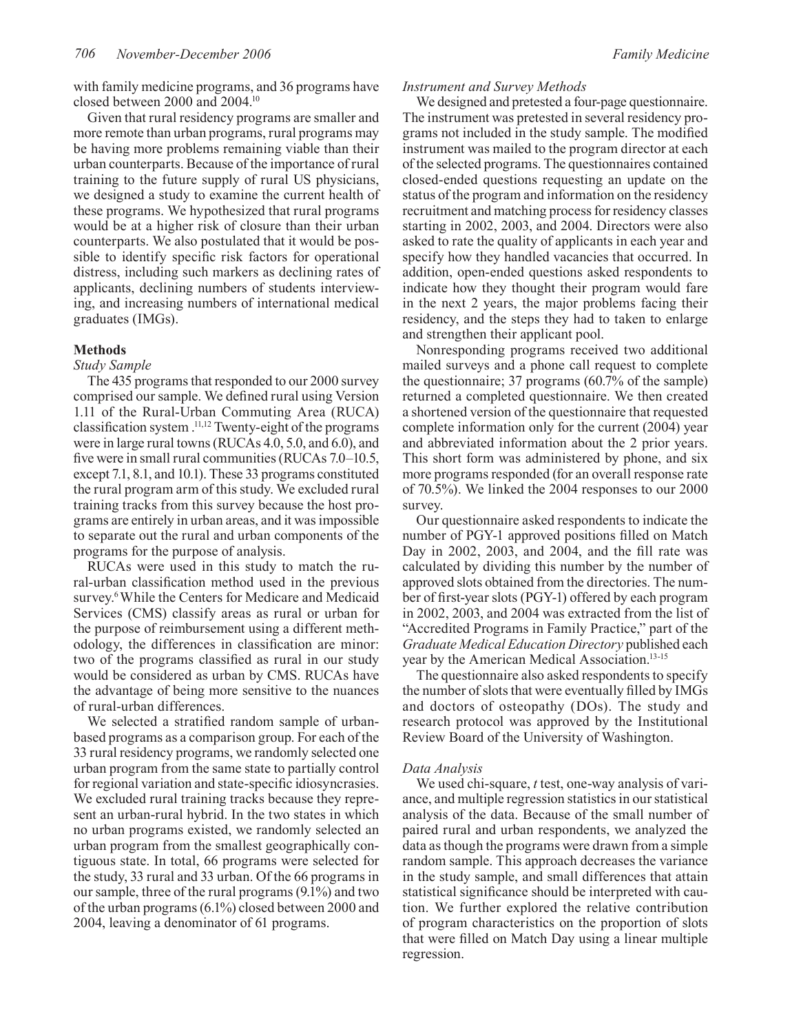with family medicine programs, and 36 programs have closed between 2000 and 2004.[10]

Given that rural residency programs are smaller and more remote than urban programs, rural programs may be having more problems remaining viable than their urban counterparts. Because of the importance of rural training to the future supply of rural US physicians, we designed a study to examine the current health of these programs. We hypothesized that rural programs would be at a higher risk of closure than their urban counterparts. We also postulated that it would be possible to identify specific risk factors for operational distress, including such markers as declining rates of applicants, declining numbers of students interviewing, and increasing numbers of international medical graduates (IMGs).

## Methods

### *Study Sample*

The 435 programs that responded to our 2000 survey comprised our sample. We defined rural using Version 1.11 of the Rural-Urban Commuting Area (RUCA) classification system .[11,12] Twenty-eight of the programs were in large rural towns (RUCAs 4.0, 5.0, and 6.0), and five were in small rural communities (RUCAs 7.0–10.5, except 7.1, 8.1, and 10.1). These 33 programs constituted the rural program arm of this study. We excluded rural training tracks from this survey because the host programs are entirely in urban areas, and it was impossible to separate out the rural and urban components of the programs for the purpose of analysis.

RUCAs were used in this study to match the rural-urban classification method used in the previous survey.[6] While the Centers for Medicare and Medicaid Services (CMS) classify areas as rural or urban for the purpose of reimbursement using a different methodology, the differences in classification are minor: two of the programs classified as rural in our study would be considered as urban by CMS. RUCAs have the advantage of being more sensitive to the nuances of rural-urban differences.

We selected a stratified random sample of urban-based programs as a comparison group. For each of the 33 rural residency programs, we randomly selected one urban program from the same state to partially control for regional variation and state-specific idiosyncrasies. We excluded rural training tracks because they represent an urban-rural hybrid. In the two states in which no urban programs existed, we randomly selected an urban program from the smallest geographically contiguous state. In total, 66 programs were selected for the study, 33 rural and 33 urban. Of the 66 programs in our sample, three of the rural programs (9.1%) and two of the urban programs (6.1%) closed between 2000 and 2004, leaving a denominator of 61 programs.

### *Instrument and Survey Methods*

We designed and pretested a four-page questionnaire. The instrument was pretested in several residency programs not included in the study sample. The modified instrument was mailed to the program director at each of the selected programs. The questionnaires contained closed-ended questions requesting an update on the status of the program and information on the residency recruitment and matching process for residency classes starting in 2002, 2003, and 2004. Directors were also asked to rate the quality of applicants in each year and specify how they handled vacancies that occurred. In addition, open-ended questions asked respondents to indicate how they thought their program would fare in the next 2 years, the major problems facing their residency, and the steps they had to taken to enlarge and strengthen their applicant pool.

Nonresponding programs received two additional mailed surveys and a phone call request to complete the questionnaire; 37 programs (60.7% of the sample) returned a completed questionnaire. We then created a shortened version of the questionnaire that requested complete information only for the current (2004) year and abbreviated information about the 2 prior years. This short form was administered by phone, and six more programs responded (for an overall response rate of 70.5%). We linked the 2004 responses to our 2000 survey.

Our questionnaire asked respondents to indicate the number of PGY-1 approved positions filled on Match Day in 2002, 2003, and 2004, and the fill rate was calculated by dividing this number by the number of approved slots obtained from the directories. The number of first-year slots (PGY-1) offered by each program in 2002, 2003, and 2004 was extracted from the list of "Accredited Programs in Family Practice," part of the *Graduate Medical Education Directory* published each year by the American Medical Association.[13-15]

The questionnaire also asked respondents to specify the number of slots that were eventually filled by IMGs and doctors of osteopathy (DOs). The study and research protocol was approved by the Institutional Review Board of the University of Washington.

### *Data Analysis*

We used chi-square, *t* test, one-way analysis of variance, and multiple regression statistics in our statistical analysis of the data. Because of the small number of paired rural and urban respondents, we analyzed the data as though the programs were drawn from a simple random sample. This approach decreases the variance in the study sample, and small differences that attain statistical significance should be interpreted with caution. We further explored the relative contribution of program characteristics on the proportion of slots that were filled on Match Day using a linear multiple regression.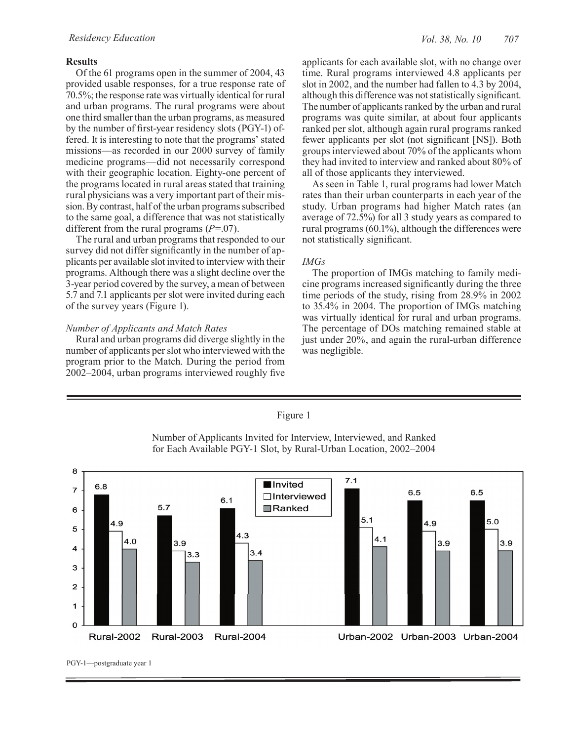### Results

Of the 61 programs open in the summer of 2004, 43 provided usable responses, for a true response rate of 70.5%; the response rate was virtually identical for rural and urban programs. The rural programs were about one third smaller than the urban programs, as measured by the number of first-year residency slots (PGY-1) offered. It is interesting to note that the programs' stated missions—as recorded in our 2000 survey of family medicine programs—did not necessarily correspond with their geographic location. Eighty-one percent of the programs located in rural areas stated that training rural physicians was a very important part of their mission. By contrast, half of the urban programs subscribed to the same goal, a difference that was not statistically different from the rural programs ($P$=.07).

The rural and urban programs that responded to our survey did not differ significantly in the number of applicants per available slot invited to interview with their programs. Although there was a slight decline over the 3-year period covered by the survey, a mean of between 5.7 and 7.1 applicants per slot were invited during each of the survey years (Figure 1).

*Number of Applicants and Match Rates*

Rural and urban programs did diverge slightly in the number of applicants per slot who interviewed with the program prior to the Match. During the period from 2002–2004, urban programs interviewed roughly five applicants for each available slot, with no change over time. Rural programs interviewed 4.8 applicants per slot in 2002, and the number had fallen to 4.3 by 2004, although this difference was not statistically significant. The number of applicants ranked by the urban and rural programs was quite similar, at about four applicants ranked per slot, although again rural programs ranked fewer applicants per slot (not significant [NS]). Both groups interviewed about 70% of the applicants whom they had invited to interview and ranked about 80% of all of those applicants they interviewed.

As seen in Table 1, rural programs had lower Match rates than their urban counterparts in each year of the study. Urban programs had higher Match rates (an average of 72.5%) for all 3 study years as compared to rural programs (60.1%), although the differences were not statistically significant.

*IMGs*

The proportion of IMGs matching to family medicine programs increased significantly during the three time periods of the study, rising from 28.9% in 2002 to 35.4% in 2004. The proportion of IMGs matching was virtually identical for rural and urban programs. The percentage of DOs matching remained stable at just under 20%, and again the rural-urban difference was negligible.

Figure 1

Number of Applicants Invited for Interview, Interviewed, and Ranked for Each Available PGY-1 Slot, by Rural-Urban Location, 2002–2004

| | Invited | Interviewed | Ranked |
|---|---|---|---|
| Rural-2002 | 6.8 | 4.9 | 4.0 |
| Rural-2003 | 5.7 | 3.9 | 3.3 |
| Rural-2004 | 6.1 | 4.3 | 3.4 |
| Urban-2002 | 7.1 | 5.1 | 4.1 |
| Urban-2003 | 6.5 | 4.9 | 3.9 |
| Urban-2004 | 6.5 | 5.0 | 3.9 |

PGY-1—postgraduate year 1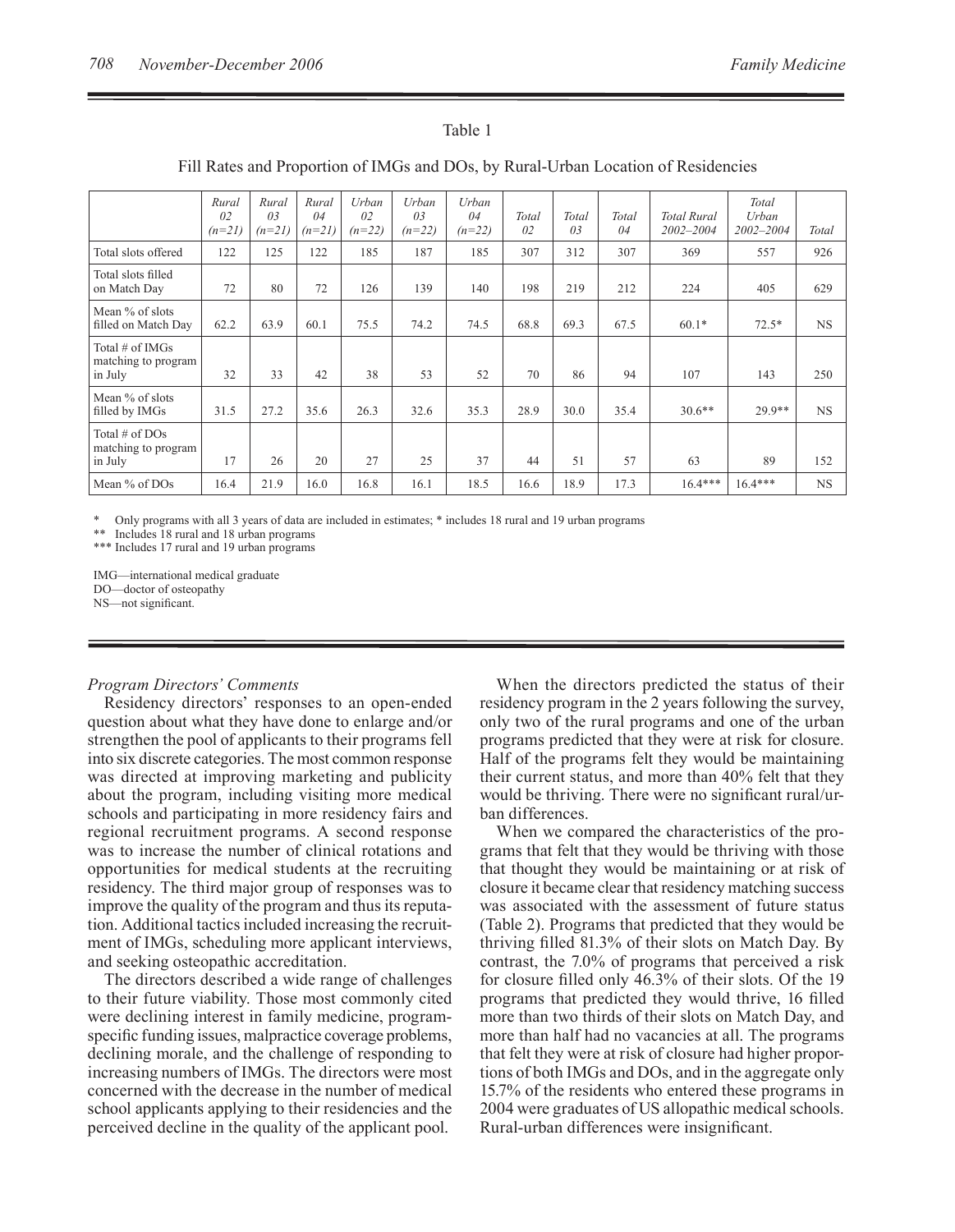Table 1

Fill Rates and Proportion of IMGs and DOs, by Rural-Urban Location of Residencies

| | *Rural 02 (n=21)* | *Rural 03 (n=21)* | *Rural 04 (n=21)* | *Urban 02 (n=22)* | *Urban 03 (n=22)* | *Urban 04 (n=22)* | *Total 02* | *Total 03* | *Total 04* | *Total Rural 2002–2004* | *Total Urban 2002–2004* | *Total* |
|---|---|---|---|---|---|---|---|---|---|---|---|---|
| Total slots offered | 122 | 125 | 122 | 185 | 187 | 185 | 307 | 312 | 307 | 369 | 557 | 926 |
| Total slots filled on Match Day | 72 | 80 | 72 | 126 | 139 | 140 | 198 | 219 | 212 | 224 | 405 | 629 |
| Mean % of slots filled on Match Day | 62.2 | 63.9 | 60.1 | 75.5 | 74.2 | 74.5 | 68.8 | 69.3 | 67.5 | 60.1* | 72.5* | NS |
| Total # of IMGs matching to program in July | 32 | 33 | 42 | 38 | 53 | 52 | 70 | 86 | 94 | 107 | 143 | 250 |
| Mean % of slots filled by IMGs | 31.5 | 27.2 | 35.6 | 26.3 | 32.6 | 35.3 | 28.9 | 30.0 | 35.4 | 30.6** | 29.9** | NS |
| Total # of DOs matching to program in July | 17 | 26 | 20 | 27 | 25 | 37 | 44 | 51 | 57 | 63 | 89 | 152 |
| Mean % of DOs | 16.4 | 21.9 | 16.0 | 16.8 | 16.1 | 18.5 | 16.6 | 18.9 | 17.3 | 16.4*** | 16.4*** | NS |

\* Only programs with all 3 years of data are included in estimates; * includes 18 rural and 19 urban programs

** Includes 18 rural and 18 urban programs

*** Includes 17 rural and 19 urban programs

IMG—international medical graduate

DO—doctor of osteopathy

NS—not significant.

*Program Directors' Comments*

Residency directors' responses to an open-ended question about what they have done to enlarge and/or strengthen the pool of applicants to their programs fell into six discrete categories. The most common response was directed at improving marketing and publicity about the program, including visiting more medical schools and participating in more residency fairs and regional recruitment programs. A second response was to increase the number of clinical rotations and opportunities for medical students at the recruiting residency. The third major group of responses was to improve the quality of the program and thus its reputation. Additional tactics included increasing the recruitment of IMGs, scheduling more applicant interviews, and seeking osteopathic accreditation.

The directors described a wide range of challenges to their future viability. Those most commonly cited were declining interest in family medicine, program-specific funding issues, malpractice coverage problems, declining morale, and the challenge of responding to increasing numbers of IMGs. The directors were most concerned with the decrease in the number of medical school applicants applying to their residencies and the perceived decline in the quality of the applicant pool.

When the directors predicted the status of their residency program in the 2 years following the survey, only two of the rural programs and one of the urban programs predicted that they were at risk for closure. Half of the programs felt they would be maintaining their current status, and more than 40% felt that they would be thriving. There were no significant rural/urban differences.

When we compared the characteristics of the programs that felt that they would be thriving with those that thought they would be maintaining or at risk of closure it became clear that residency matching success was associated with the assessment of future status (Table 2). Programs that predicted that they would be thriving filled 81.3% of their slots on Match Day. By contrast, the 7.0% of programs that perceived a risk for closure filled only 46.3% of their slots. Of the 19 programs that predicted they would thrive, 16 filled more than two thirds of their slots on Match Day, and more than half had no vacancies at all. The programs that felt they were at risk of closure had higher proportions of both IMGs and DOs, and in the aggregate only 15.7% of the residents who entered these programs in 2004 were graduates of US allopathic medical schools. Rural-urban differences were insignificant.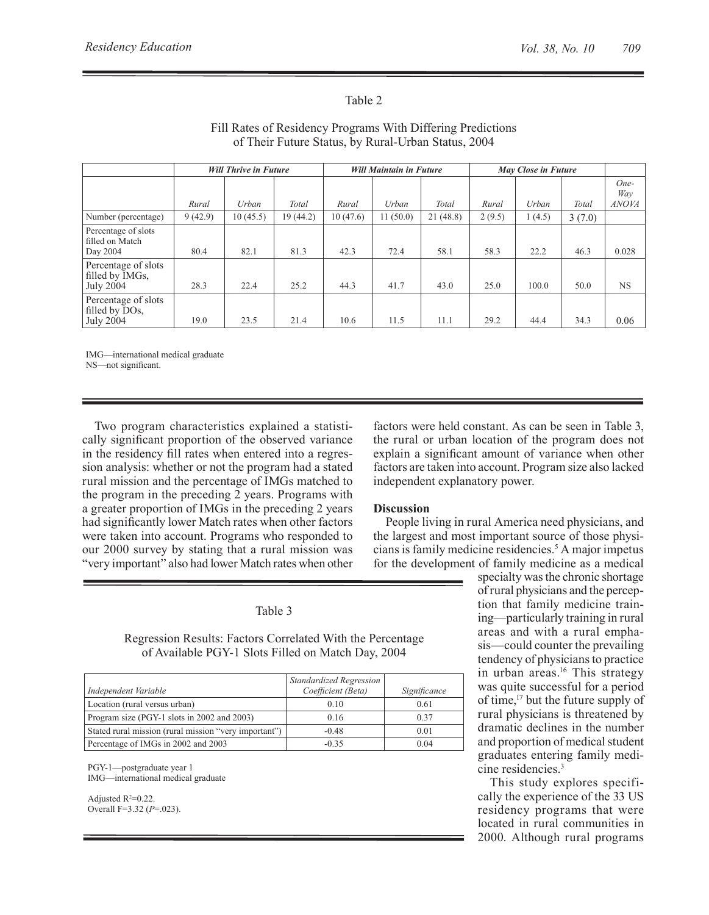Table 2

Fill Rates of Residency Programs With Differing Predictions of Their Future Status, by Rural-Urban Status, 2004

| | *Will Thrive in Future* | | | *Will Maintain in Future* | | | *May Close in Future* | | | |
|---|---|---|---|---|---|---|---|---|---|---|
| | *Rural* | *Urban* | *Total* | *Rural* | *Urban* | *Total* | *Rural* | *Urban* | *Total* | *One-Way ANOVA* |
| Number (percentage) | 9 (42.9) | 10 (45.5) | 19 (44.2) | 10 (47.6) | 11 (50.0) | 21 (48.8) | 2 (9.5) | 1 (4.5) | 3 (7.0) | |
| Percentage of slots filled on Match Day 2004 | 80.4 | 82.1 | 81.3 | 42.3 | 72.4 | 58.1 | 58.3 | 22.2 | 46.3 | 0.028 |
| Percentage of slots filled by IMGs, July 2004 | 28.3 | 22.4 | 25.2 | 44.3 | 41.7 | 43.0 | 25.0 | 100.0 | 50.0 | NS |
| Percentage of slots filled by DOs, July 2004 | 19.0 | 23.5 | 21.4 | 10.6 | 11.5 | 11.1 | 29.2 | 44.4 | 34.3 | 0.06 |

IMG—international medical graduate
NS—not significant.

Two program characteristics explained a statistically significant proportion of the observed variance in the residency fill rates when entered into a regression analysis: whether or not the program had a stated rural mission and the percentage of IMGs matched to the program in the preceding 2 years. Programs with a greater proportion of IMGs in the preceding 2 years had significantly lower Match rates when other factors were taken into account. Programs who responded to our 2000 survey by stating that a rural mission was "very important" also had lower Match rates when other factors were held constant. As can be seen in Table 3, the rural or urban location of the program does not explain a significant amount of variance when other factors are taken into account. Program size also lacked independent explanatory power.

Table 3

Regression Results: Factors Correlated With the Percentage of Available PGY-1 Slots Filled on Match Day, 2004

| *Independent Variable* | *Standardized Regression Coefficient (Beta)* | *Significance* |
|---|---|---|
| Location (rural versus urban) | 0.10 | 0.61 |
| Program size (PGY-1 slots in 2002 and 2003) | 0.16 | 0.37 |
| Stated rural mission (rural mission "very important") | -0.48 | 0.01 |
| Percentage of IMGs in 2002 and 2003 | -0.35 | 0.04 |

PGY-1—postgraduate year 1
IMG—international medical graduate

Adjusted $R^2$=0.22.
Overall F=3.32 ($P$=.023).

## Discussion

People living in rural America need physicians, and the largest and most important source of those physicians is family medicine residencies.[5] A major impetus for the development of family medicine as a medical specialty was the chronic shortage of rural physicians and the perception that family medicine training—particularly training in rural areas and with a rural emphasis—could counter the prevailing tendency of physicians to practice in urban areas.[16] This strategy was quite successful for a period of time,[17] but the future supply of rural physicians is threatened by dramatic declines in the number and proportion of medical student graduates entering family medicine residencies.[3]

This study explores specifically the experience of the 33 US residency programs that were located in rural communities in 2000. Although rural programs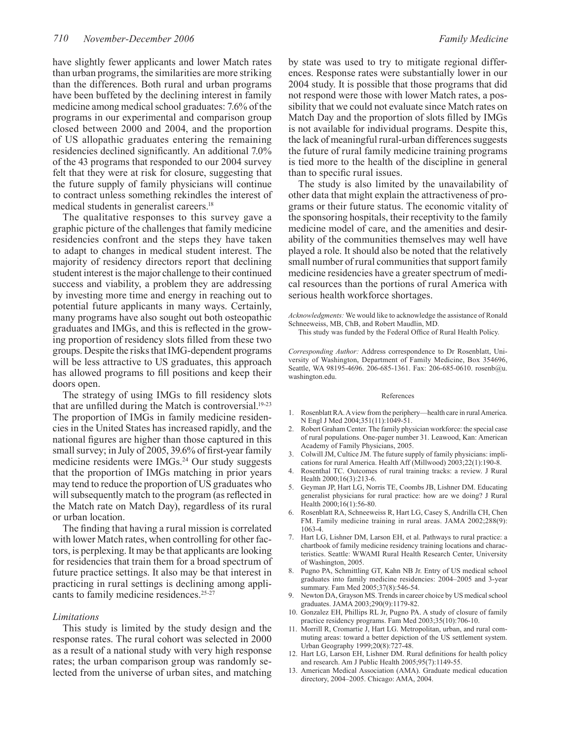have slightly fewer applicants and lower Match rates than urban programs, the similarities are more striking than the differences. Both rural and urban programs have been buffeted by the declining interest in family medicine among medical school graduates: 7.6% of the programs in our experimental and comparison group closed between 2000 and 2004, and the proportion of US allopathic graduates entering the remaining residencies declined significantly. An additional 7.0% of the 43 programs that responded to our 2004 survey felt that they were at risk for closure, suggesting that the future supply of family physicians will continue to contract unless something rekindles the interest of medical students in generalist careers.[18]

The qualitative responses to this survey gave a graphic picture of the challenges that family medicine residencies confront and the steps they have taken to adapt to changes in medical student interest. The majority of residency directors report that declining student interest is the major challenge to their continued success and viability, a problem they are addressing by investing more time and energy in reaching out to potential future applicants in many ways. Certainly, many programs have also sought out both osteopathic graduates and IMGs, and this is reflected in the growing proportion of residency slots filled from these two groups. Despite the risks that IMG-dependent programs will be less attractive to US graduates, this approach has allowed programs to fill positions and keep their doors open.

The strategy of using IMGs to fill residency slots that are unfilled during the Match is controversial.[19-23] The proportion of IMGs in family medicine residencies in the United States has increased rapidly, and the national figures are higher than those captured in this small survey; in July of 2005, 39.6% of first-year family medicine residents were IMGs.[24] Our study suggests that the proportion of IMGs matching in prior years may tend to reduce the proportion of US graduates who will subsequently match to the program (as reflected in the Match rate on Match Day), regardless of its rural or urban location.

The finding that having a rural mission is correlated with lower Match rates, when controlling for other factors, is perplexing. It may be that applicants are looking for residencies that train them for a broad spectrum of future practice settings. It also may be that interest in practicing in rural settings is declining among applicants to family medicine residences.[25-27]

### *Limitations*

This study is limited by the study design and the response rates. The rural cohort was selected in 2000 as a result of a national study with very high response rates; the urban comparison group was randomly selected from the universe of urban sites, and matching by state was used to try to mitigate regional differences. Response rates were substantially lower in our 2004 study. It is possible that those programs that did not respond were those with lower Match rates, a possibility that we could not evaluate since Match rates on Match Day and the proportion of slots filled by IMGs is not available for individual programs. Despite this, the lack of meaningful rural-urban differences suggests the future of rural family medicine training programs is tied more to the health of the discipline in general than to specific rural issues.

The study is also limited by the unavailability of other data that might explain the attractiveness of programs or their future status. The economic vitality of the sponsoring hospitals, their receptivity to the family medicine model of care, and the amenities and desirability of the communities themselves may well have played a role. It should also be noted that the relatively small number of rural communities that support family medicine residencies have a greater spectrum of medical resources than the portions of rural America with serious health workforce shortages.

*Acknowledgments:* We would like to acknowledge the assistance of Ronald Schneeweiss, MB, ChB, and Robert Maudlin, MD.

This study was funded by the Federal Office of Rural Health Policy.

*Corresponding Author:* Address correspondence to Dr Rosenblatt, University of Washington, Department of Family Medicine, Box 354696, Seattle, WA 98195-4696. 206-685-1361. Fax: 206-685-0610. rosenb@u.washington.edu.

## References

1. Rosenblatt RA. A view from the periphery—health care in rural America. N Engl J Med 2004;351(11):1049-51.
2. Robert Graham Center. The family physician workforce: the special case of rural populations. One-pager number 31. Leawood, Kan: American Academy of Family Physicians, 2005.
3. Colwill JM, Cultice JM. The future supply of family physicians: implications for rural America. Health Aff (Millwood) 2003;22(1):190-8.
4. Rosenthal TC. Outcomes of rural training tracks: a review. J Rural Health 2000;16(3):213-6.
5. Geyman JP, Hart LG, Norris TE, Coombs JB, Lishner DM. Educating generalist physicians for rural practice: how are we doing? J Rural Health 2000;16(1):56-80.
6. Rosenblatt RA, Schneeweiss R, Hart LG, Casey S, Andrilla CH, Chen FM. Family medicine training in rural areas. JAMA 2002;288(9): 1063-4.
7. Hart LG, Lishner DM, Larson EH, et al. Pathways to rural practice: a chartbook of family medicine residency training locations and characteristics. Seattle: WWAMI Rural Health Research Center, University of Washington, 2005.
8. Pugno PA, Schmittling GT, Kahn NB Jr. Entry of US medical school graduates into family medicine residencies: 2004–2005 and 3-year summary. Fam Med 2005;37(8):546-54.
9. Newton DA, Grayson MS. Trends in career choice by US medical school graduates. JAMA 2003;290(9):1179-82.
10. Gonzalez EH, Phillips RL Jr, Pugno PA. A study of closure of family practice residency programs. Fam Med 2003;35(10):706-10.
11. Morrill R, Cromartie J, Hart LG. Metropolitan, urban, and rural commuting areas: toward a better depiction of the US settlement system. Urban Geography 1999;20(8):727-48.
12. Hart LG, Larson EH, Lishner DM. Rural definitions for health policy and research. Am J Public Health 2005;95(7):1149-55.
13. American Medical Association (AMA). Graduate medical education directory, 2004–2005. Chicago: AMA, 2004.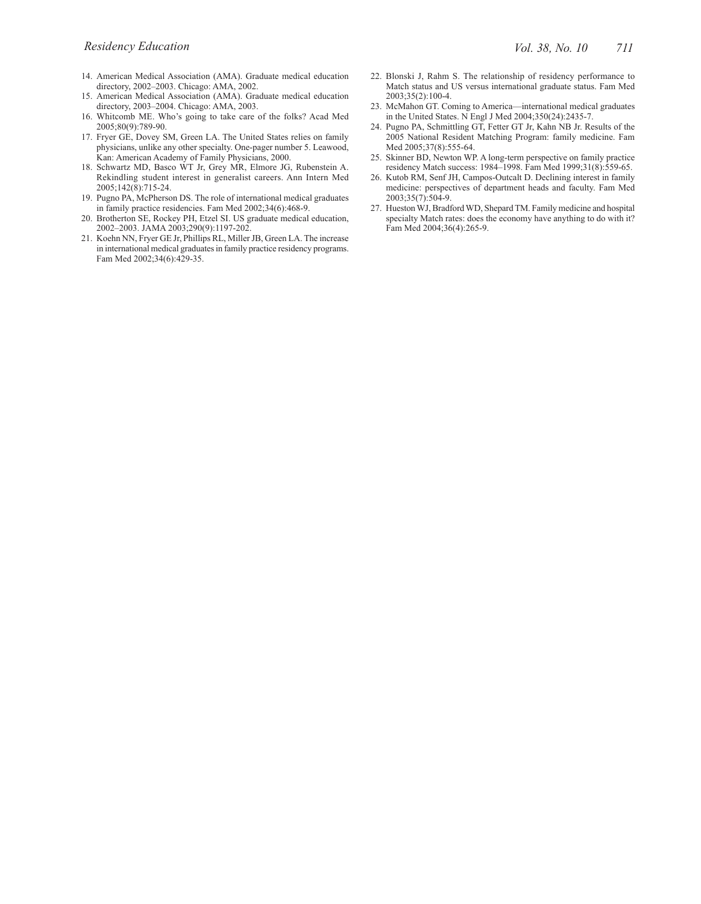14. American Medical Association (AMA). Graduate medical education directory, 2002–2003. Chicago: AMA, 2002.
15. American Medical Association (AMA). Graduate medical education directory, 2003–2004. Chicago: AMA, 2003.
16. Whitcomb ME. Who's going to take care of the folks? Acad Med 2005;80(9):789-90.
17. Fryer GE, Dovey SM, Green LA. The United States relies on family physicians, unlike any other specialty. One-pager number 5. Leawood, Kan: American Academy of Family Physicians, 2000.
18. Schwartz MD, Basco WT Jr, Grey MR, Elmore JG, Rubenstein A. Rekindling student interest in generalist careers. Ann Intern Med 2005;142(8):715-24.
19. Pugno PA, McPherson DS. The role of international medical graduates in family practice residencies. Fam Med 2002;34(6):468-9.
20. Brotherton SE, Rockey PH, Etzel SI. US graduate medical education, 2002–2003. JAMA 2003;290(9):1197-202.
21. Koehn NN, Fryer GE Jr, Phillips RL, Miller JB, Green LA. The increase in international medical graduates in family practice residency programs. Fam Med 2002;34(6):429-35.
22. Blonski J, Rahm S. The relationship of residency performance to Match status and US versus international graduate status. Fam Med 2003;35(2):100-4.
23. McMahon GT. Coming to America—international medical graduates in the United States. N Engl J Med 2004;350(24):2435-7.
24. Pugno PA, Schmittling GT, Fetter GT Jr, Kahn NB Jr. Results of the 2005 National Resident Matching Program: family medicine. Fam Med 2005;37(8):555-64.
25. Skinner BD, Newton WP. A long-term perspective on family practice residency Match success: 1984–1998. Fam Med 1999;31(8):559-65.
26. Kutob RM, Senf JH, Campos-Outcalt D. Declining interest in family medicine: perspectives of department heads and faculty. Fam Med 2003;35(7):504-9.
27. Hueston WJ, Bradford WD, Shepard TM. Family medicine and hospital specialty Match rates: does the economy have anything to do with it? Fam Med 2004;36(4):265-9.